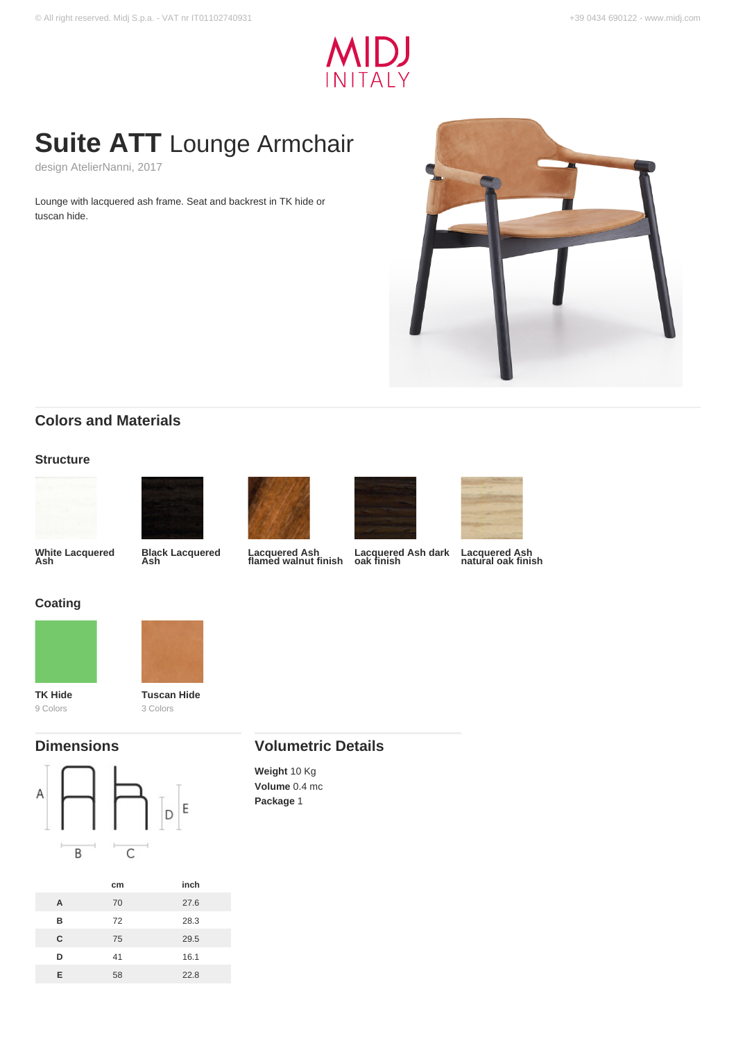# Suite ATT Lounge Armchair

design AtelierNanni, 2017

Lounge with lacquered ash frame. Seat and backrest in TK hide or tuscan hide.

## Colors and Materials

### Structure

White Lacquered Ash

Black Lacquered Ash

Lacquered Ash flamed walnut finish

Lacquered Ash dark oak finish

Lacquered Ash natural oak finish

### Coating

**TK Hide**
9 Colors

**Tuscan Hide**
3 Colors

## Dimensions

|   | cm | inch |
|---|---|---|
| A | 70 | 27.6 |
| B | 72 | 28.3 |
| C | 75 | 29.5 |
| D | 41 | 16.1 |
| E | 58 | 22.8 |

## Volumetric Details

**Weight** 10 Kg
**Volume** 0.4 mc
**Package** 1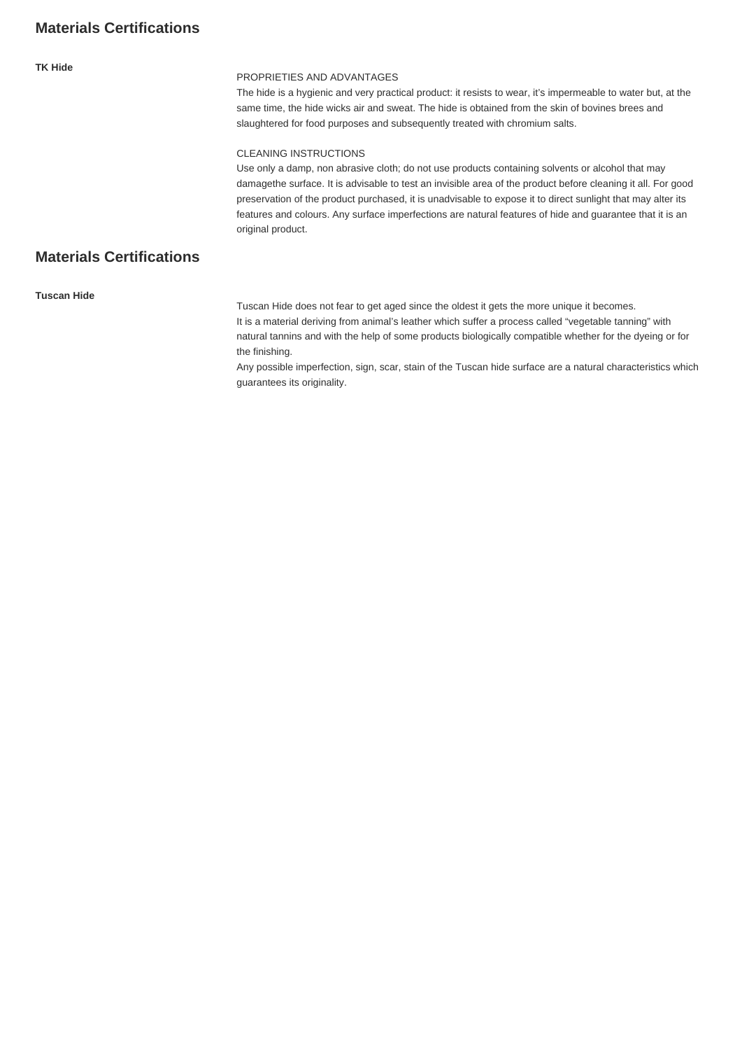## Materials Certifications

**TK Hide**

PROPRIETIES AND ADVANTAGES

The hide is a hygienic and very practical product: it resists to wear, it's impermeable to water but, at the same time, the hide wicks air and sweat. The hide is obtained from the skin of bovines brees and slaughtered for food purposes and subsequently treated with chromium salts.

CLEANING INSTRUCTIONS

Use only a damp, non abrasive cloth; do not use products containing solvents or alcohol that may damagethe surface. It is advisable to test an invisible area of the product before cleaning it all. For good preservation of the product purchased, it is unadvisable to expose it to direct sunlight that may alter its features and colours. Any surface imperfections are natural features of hide and guarantee that it is an original product.

## Materials Certifications

**Tuscan Hide**

Tuscan Hide does not fear to get aged since the oldest it gets the more unique it becomes.

It is a material deriving from animal's leather which suffer a process called "vegetable tanning" with natural tannins and with the help of some products biologically compatible whether for the dyeing or for the finishing.

Any possible imperfection, sign, scar, stain of the Tuscan hide surface are a natural characteristics which guarantees its originality.